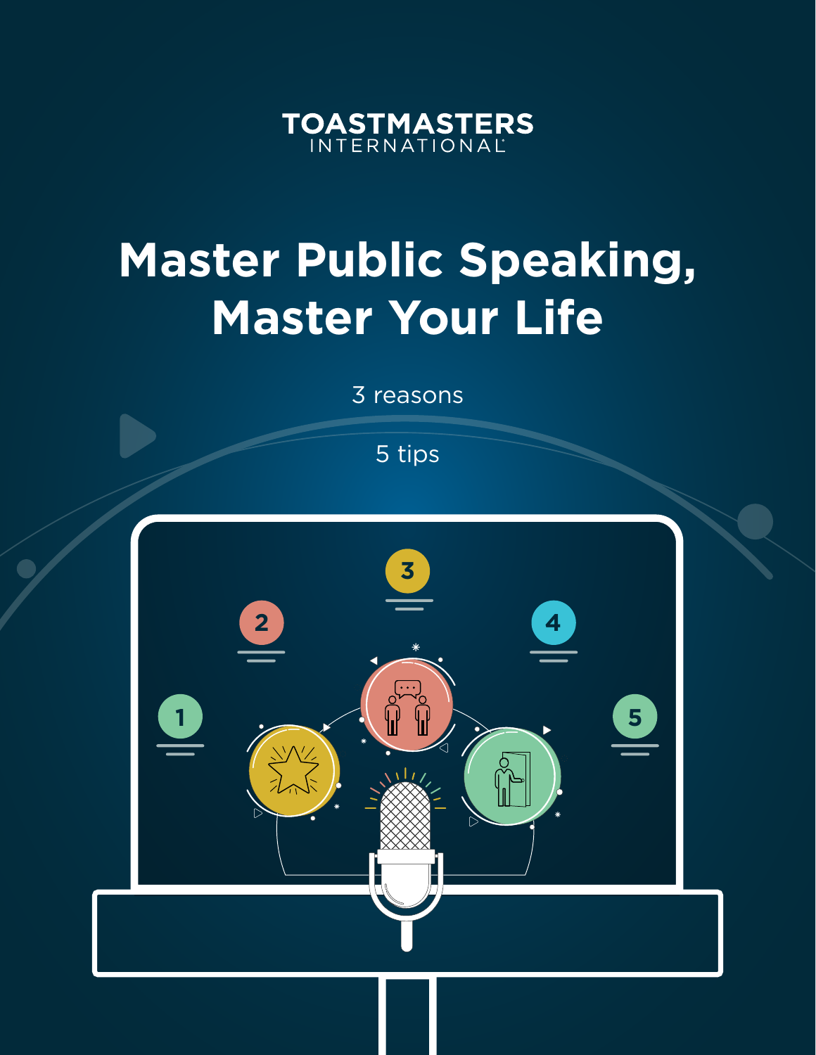TOASTMASTERS INTERNATIONAL

# Master Public Speaking, Master Your Life

3 reasons

5 tips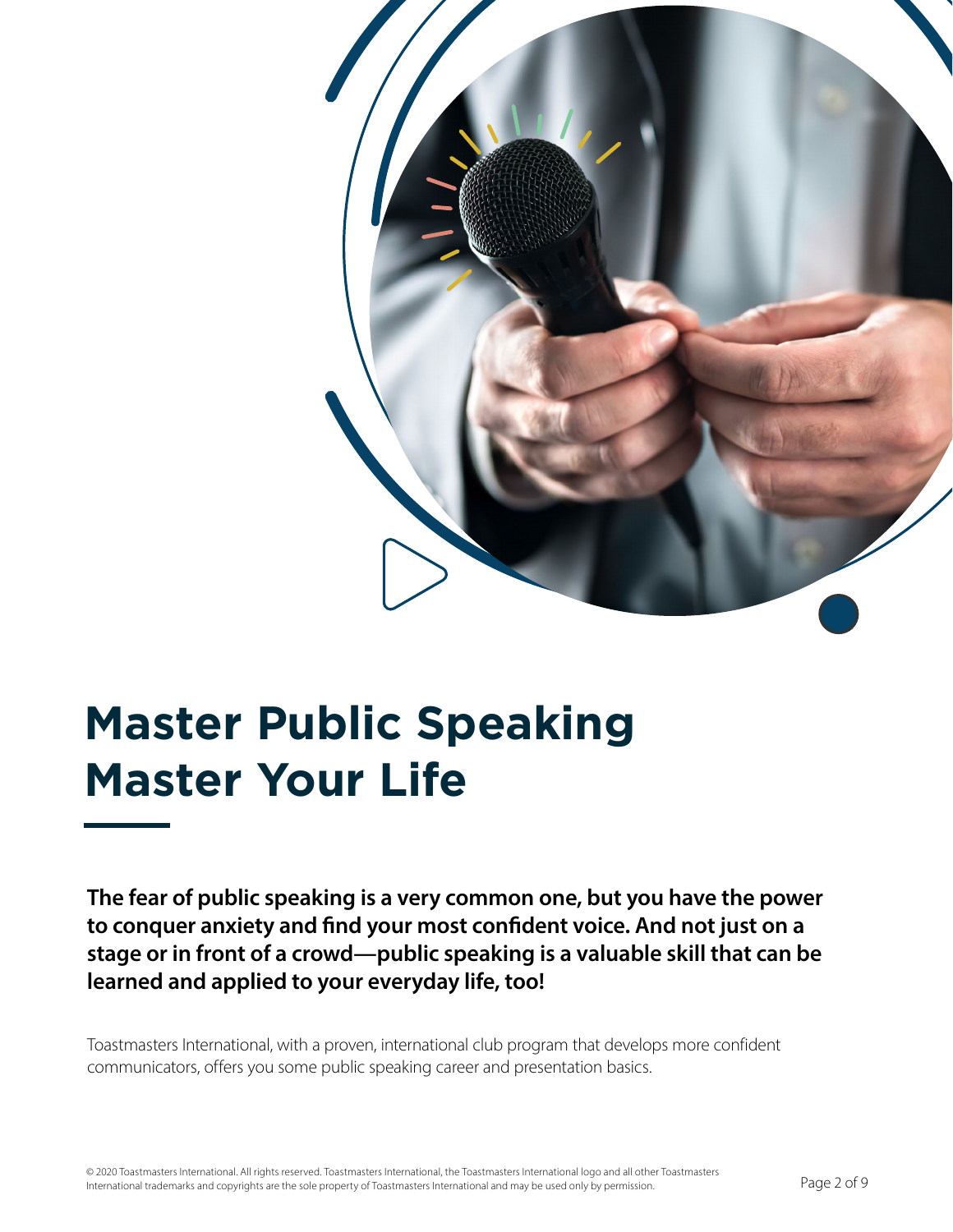# Master Public Speaking Master Your Life

**The fear of public speaking is a very common one, but you have the power to conquer anxiety and find your most confident voice. And not just on a stage or in front of a crowd—public speaking is a valuable skill that can be learned and applied to your everyday life, too!**

Toastmasters International, with a proven, international club program that develops more confident communicators, offers you some public speaking career and presentation basics.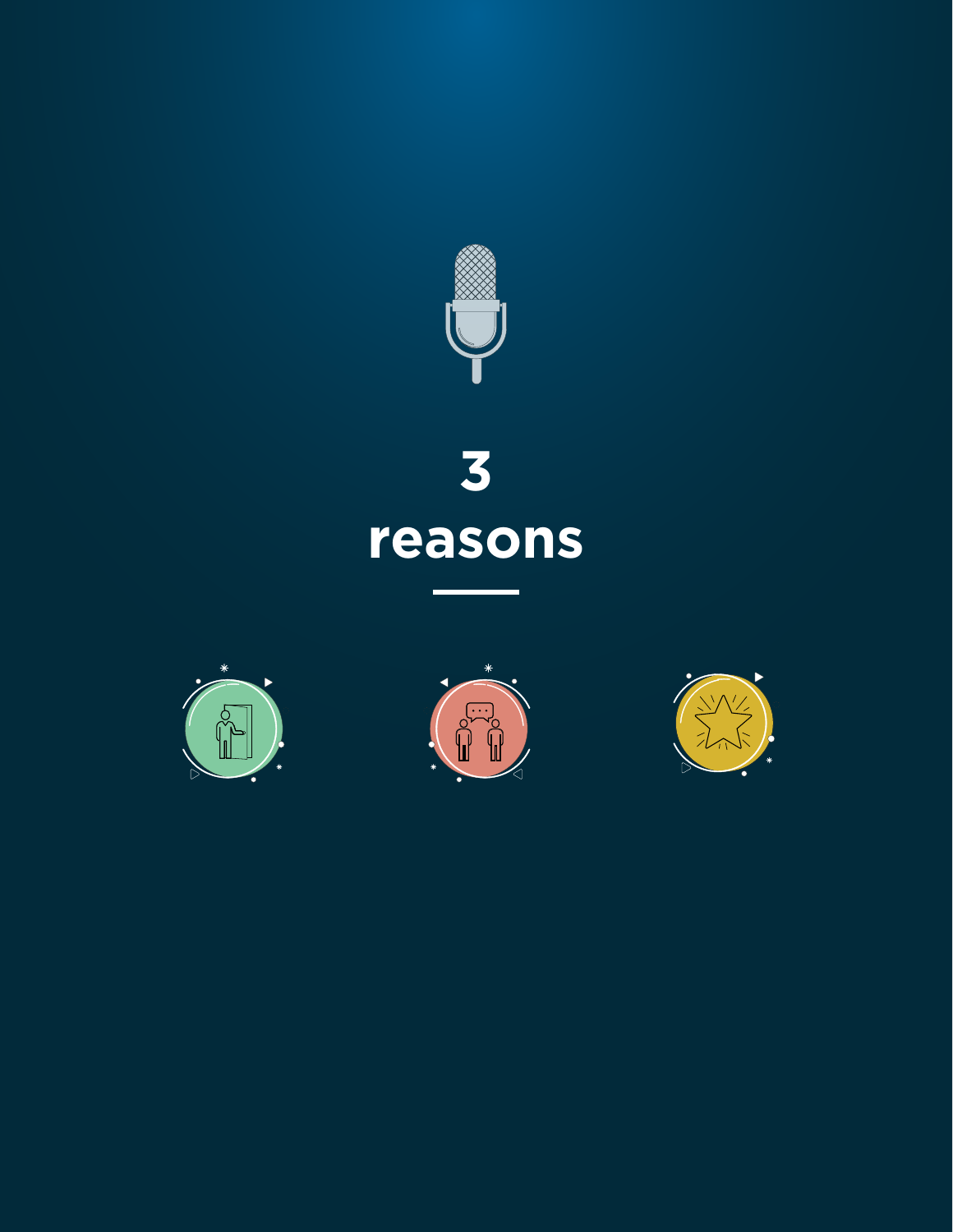# 3 reasons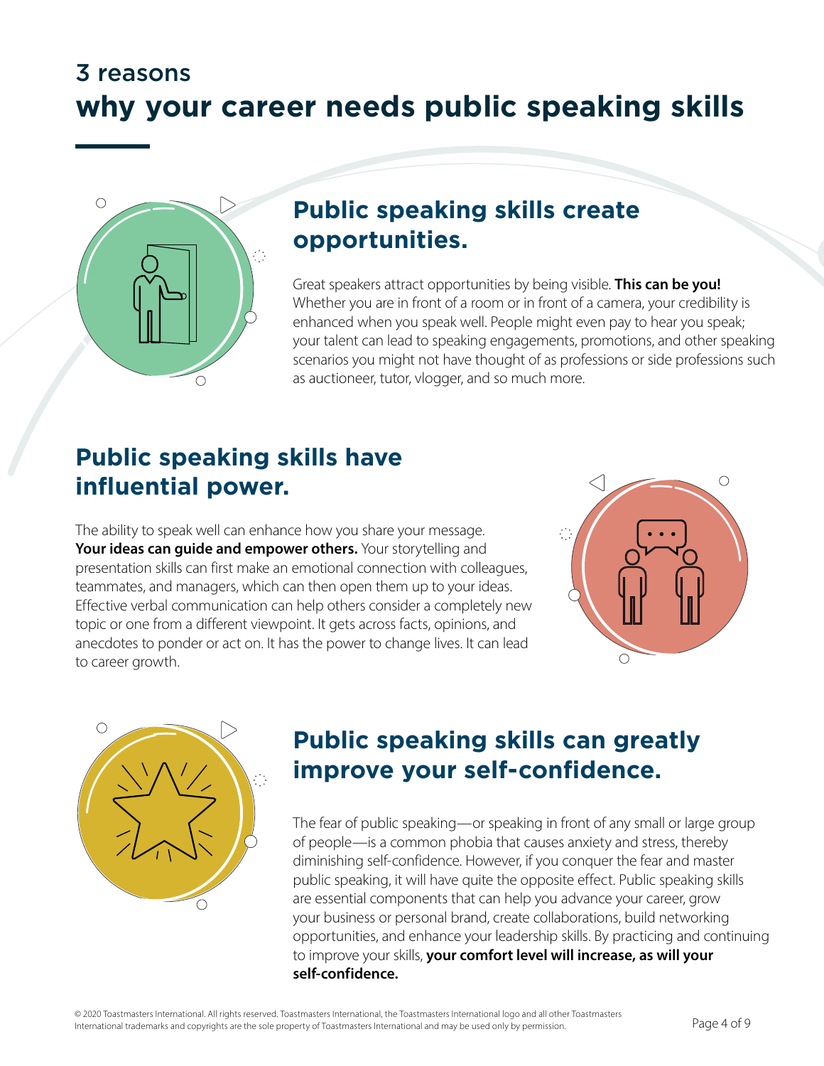# 3 reasons
# why your career needs public speaking skills

## Public speaking skills create opportunities.

Great speakers attract opportunities by being visible. **This can be you!** Whether you are in front of a room or in front of a camera, your credibility is enhanced when you speak well. People might even pay to hear you speak; your talent can lead to speaking engagements, promotions, and other speaking scenarios you might not have thought of as professions or side professions such as auctioneer, tutor, vlogger, and so much more.

## Public speaking skills have influential power.

The ability to speak well can enhance how you share your message. **Your ideas can guide and empower others.** Your storytelling and presentation skills can first make an emotional connection with colleagues, teammates, and managers, which can then open them up to your ideas. Effective verbal communication can help others consider a completely new topic or one from a different viewpoint. It gets across facts, opinions, and anecdotes to ponder or act on. It has the power to change lives. It can lead to career growth.

## Public speaking skills can greatly improve your self-confidence.

The fear of public speaking—or speaking in front of any small or large group of people—is a common phobia that causes anxiety and stress, thereby diminishing self-confidence. However, if you conquer the fear and master public speaking, it will have quite the opposite effect. Public speaking skills are essential components that can help you advance your career, grow your business or personal brand, create collaborations, build networking opportunities, and enhance your leadership skills. By practicing and continuing to improve your skills, **your comfort level will increase, as will your self-confidence.**

© 2020 Toastmasters International. All rights reserved. Toastmasters International, the Toastmasters International logo and all other Toastmasters International trademarks and copyrights are the sole property of Toastmasters International and may be used only by permission.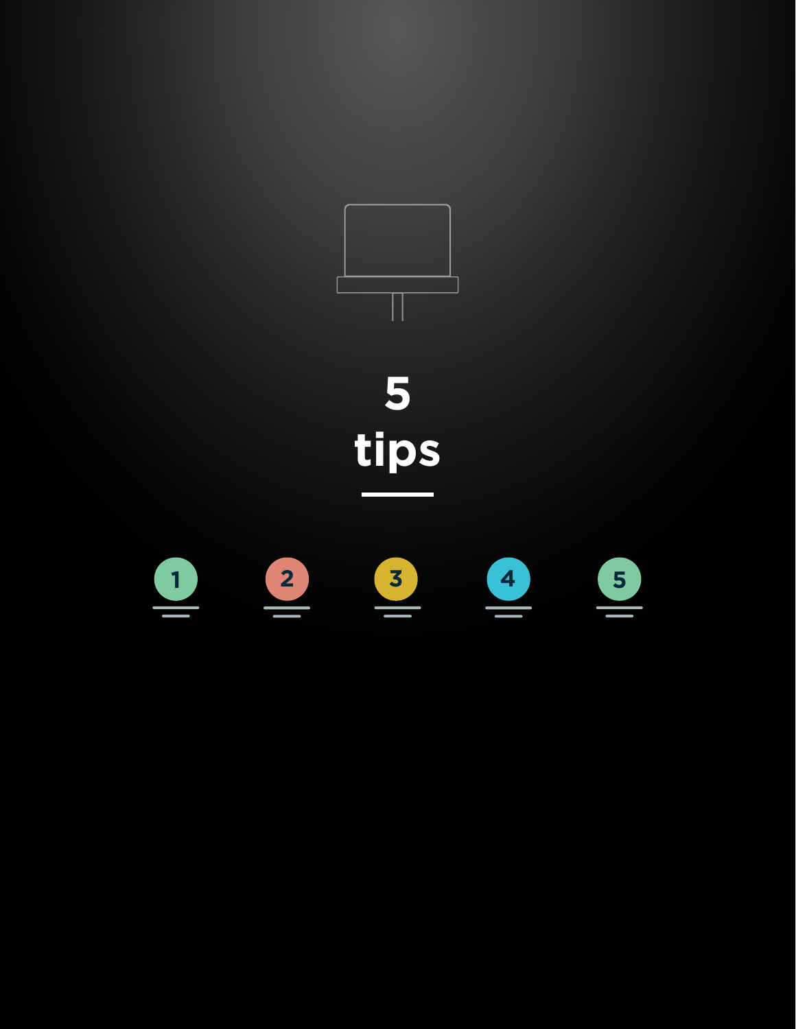# 5 tips

1

2

3

4

5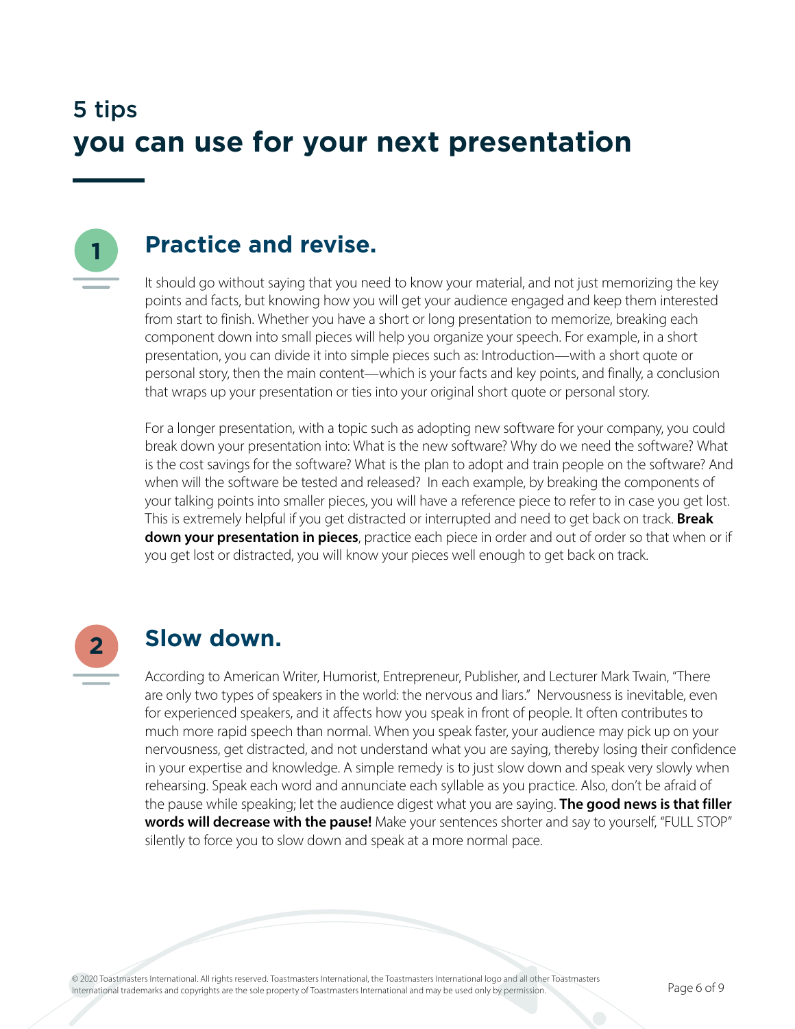# 5 tips
# you can use for your next presentation

## 1 Practice and revise.

It should go without saying that you need to know your material, and not just memorizing the key points and facts, but knowing how you will get your audience engaged and keep them interested from start to finish. Whether you have a short or long presentation to memorize, breaking each component down into small pieces will help you organize your speech. For example, in a short presentation, you can divide it into simple pieces such as: Introduction—with a short quote or personal story, then the main content—which is your facts and key points, and finally, a conclusion that wraps up your presentation or ties into your original short quote or personal story.

For a longer presentation, with a topic such as adopting new software for your company, you could break down your presentation into: What is the new software? Why do we need the software? What is the cost savings for the software? What is the plan to adopt and train people on the software? And when will the software be tested and released? In each example, by breaking the components of your talking points into smaller pieces, you will have a reference piece to refer to in case you get lost. This is extremely helpful if you get distracted or interrupted and need to get back on track. **Break down your presentation in pieces**, practice each piece in order and out of order so that when or if you get lost or distracted, you will know your pieces well enough to get back on track.

## 2 Slow down.

According to American Writer, Humorist, Entrepreneur, Publisher, and Lecturer Mark Twain, "There are only two types of speakers in the world: the nervous and liars." Nervousness is inevitable, even for experienced speakers, and it affects how you speak in front of people. It often contributes to much more rapid speech than normal. When you speak faster, your audience may pick up on your nervousness, get distracted, and not understand what you are saying, thereby losing their confidence in your expertise and knowledge. A simple remedy is to just slow down and speak very slowly when rehearsing. Speak each word and annunciate each syllable as you practice. Also, don't be afraid of the pause while speaking; let the audience digest what you are saying. **The good news is that filler words will decrease with the pause!** Make your sentences shorter and say to yourself, "FULL STOP" silently to force you to slow down and speak at a more normal pace.

© 2020 Toastmasters International. All rights reserved. Toastmasters International, the Toastmasters International logo and all other Toastmasters International trademarks and copyrights are the sole property of Toastmasters International and may be used only by permission.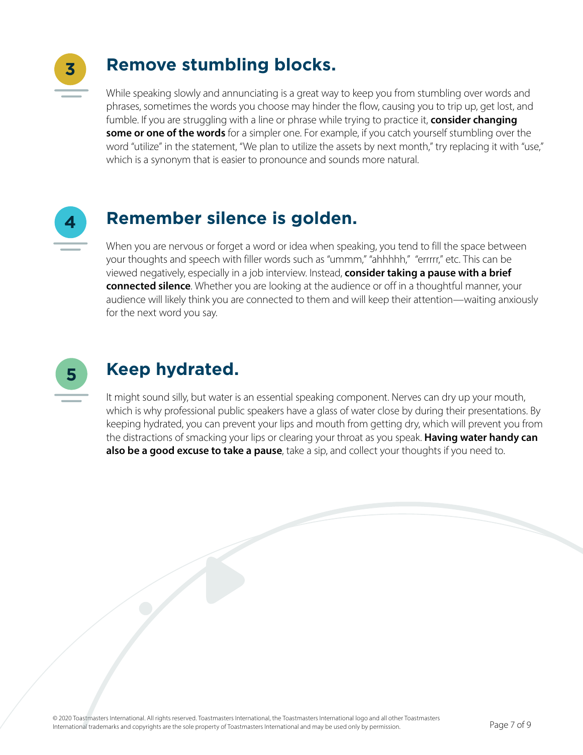## 3 Remove stumbling blocks.

While speaking slowly and annunciating is a great way to keep you from stumbling over words and phrases, sometimes the words you choose may hinder the flow, causing you to trip up, get lost, and fumble. If you are struggling with a line or phrase while trying to practice it, **consider changing some or one of the words** for a simpler one. For example, if you catch yourself stumbling over the word "utilize" in the statement, "We plan to utilize the assets by next month," try replacing it with "use," which is a synonym that is easier to pronounce and sounds more natural.

## 4 Remember silence is golden.

When you are nervous or forget a word or idea when speaking, you tend to fill the space between your thoughts and speech with filler words such as "ummm," "ahhhhh," "errrrr," etc. This can be viewed negatively, especially in a job interview. Instead, **consider taking a pause with a brief connected silence**. Whether you are looking at the audience or off in a thoughtful manner, your audience will likely think you are connected to them and will keep their attention—waiting anxiously for the next word you say.

## 5 Keep hydrated.

It might sound silly, but water is an essential speaking component. Nerves can dry up your mouth, which is why professional public speakers have a glass of water close by during their presentations. By keeping hydrated, you can prevent your lips and mouth from getting dry, which will prevent you from the distractions of smacking your lips or clearing your throat as you speak. **Having water handy can also be a good excuse to take a pause**, take a sip, and collect your thoughts if you need to.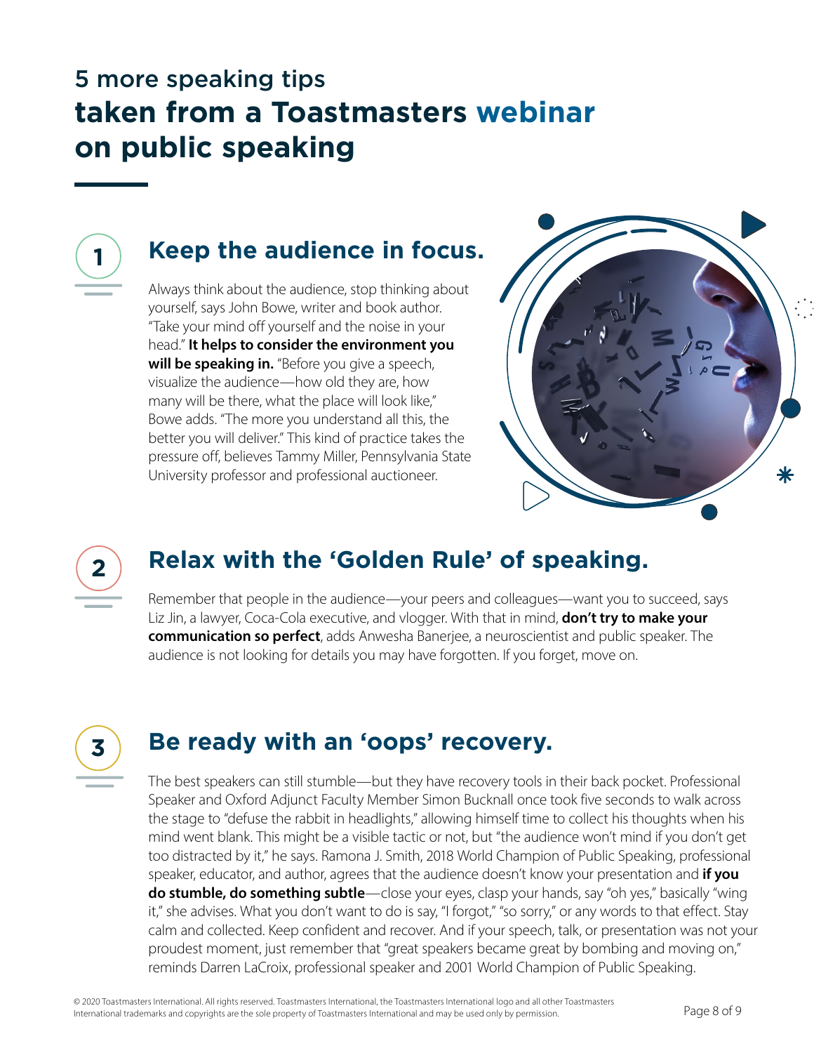# 5 more speaking tips **taken from a Toastmasters webinar on public speaking**

## 1 Keep the audience in focus.

Always think about the audience, stop thinking about yourself, says John Bowe, writer and book author. "Take your mind off yourself and the noise in your head." **It helps to consider the environment you will be speaking in.** "Before you give a speech, visualize the audience—how old they are, how many will be there, what the place will look like," Bowe adds. "The more you understand all this, the better you will deliver." This kind of practice takes the pressure off, believes Tammy Miller, Pennsylvania State University professor and professional auctioneer.

## 2 Relax with the 'Golden Rule' of speaking.

Remember that people in the audience—your peers and colleagues—want you to succeed, says Liz Jin, a lawyer, Coca-Cola executive, and vlogger. With that in mind, **don't try to make your communication so perfect**, adds Anwesha Banerjee, a neuroscientist and public speaker. The audience is not looking for details you may have forgotten. If you forget, move on.

## 3 Be ready with an 'oops' recovery.

The best speakers can still stumble—but they have recovery tools in their back pocket. Professional Speaker and Oxford Adjunct Faculty Member Simon Bucknall once took five seconds to walk across the stage to "defuse the rabbit in headlights," allowing himself time to collect his thoughts when his mind went blank. This might be a visible tactic or not, but "the audience won't mind if you don't get too distracted by it," he says. Ramona J. Smith, 2018 World Champion of Public Speaking, professional speaker, educator, and author, agrees that the audience doesn't know your presentation and **if you do stumble, do something subtle**—close your eyes, clasp your hands, say "oh yes," basically "wing it," she advises. What you don't want to do is say, "I forgot," "so sorry," or any words to that effect. Stay calm and collected. Keep confident and recover. And if your speech, talk, or presentation was not your proudest moment, just remember that "great speakers became great by bombing and moving on," reminds Darren LaCroix, professional speaker and 2001 World Champion of Public Speaking.

© 2020 Toastmasters International. All rights reserved. Toastmasters International, the Toastmasters International logo and all other Toastmasters International trademarks and copyrights are the sole property of Toastmasters International and may be used only by permission.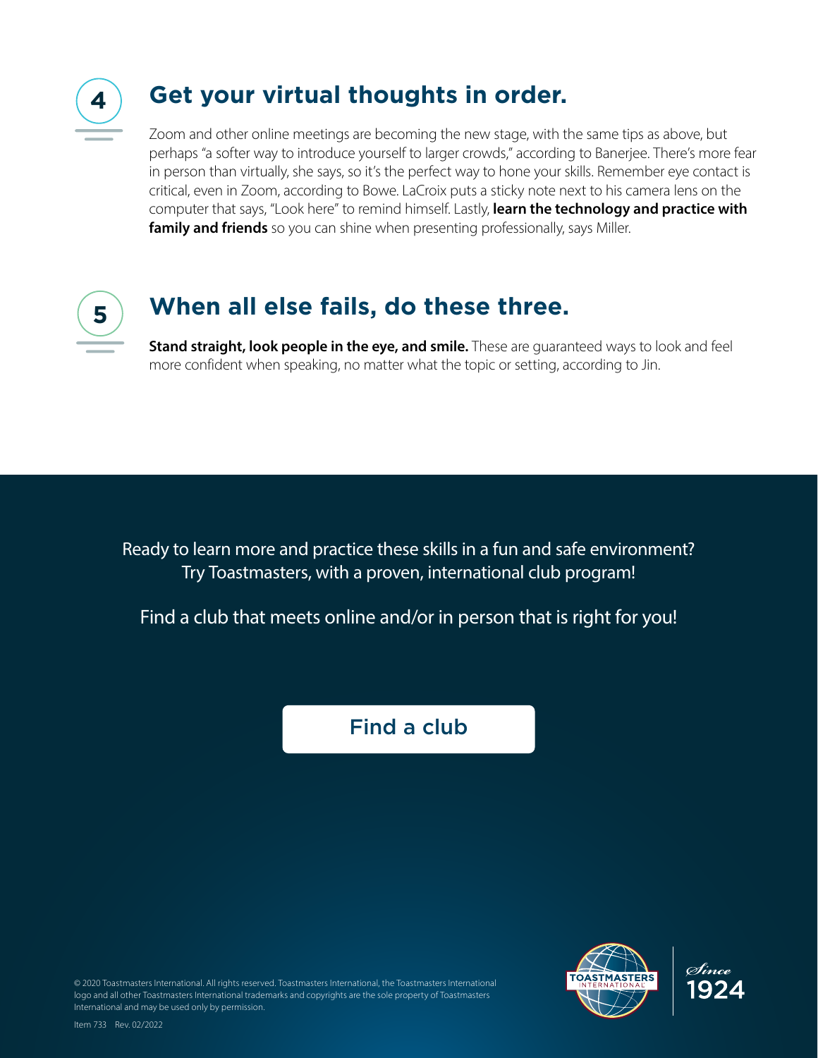## 4 Get your virtual thoughts in order.

Zoom and other online meetings are becoming the new stage, with the same tips as above, but perhaps "a softer way to introduce yourself to larger crowds," according to Banerjee. There's more fear in person than virtually, she says, so it's the perfect way to hone your skills. Remember eye contact is critical, even in Zoom, according to Bowe. LaCroix puts a sticky note next to his camera lens on the computer that says, "Look here" to remind himself. Lastly, **learn the technology and practice with family and friends** so you can shine when presenting professionally, says Miller.

## 5 When all else fails, do these three.

**Stand straight, look people in the eye, and smile.** These are guaranteed ways to look and feel more confident when speaking, no matter what the topic or setting, according to Jin.

Ready to learn more and practice these skills in a fun and safe environment?
Try Toastmasters, with a proven, international club program!

Find a club that meets online and/or in person that is right for you!

Find a club

© 2020 Toastmasters International. All rights reserved. Toastmasters International, the Toastmasters International logo and all other Toastmasters International trademarks and copyrights are the sole property of Toastmasters International and may be used only by permission.

Item 733 Rev. 02/2022

TOASTMASTERS INTERNATIONAL

Since 1924